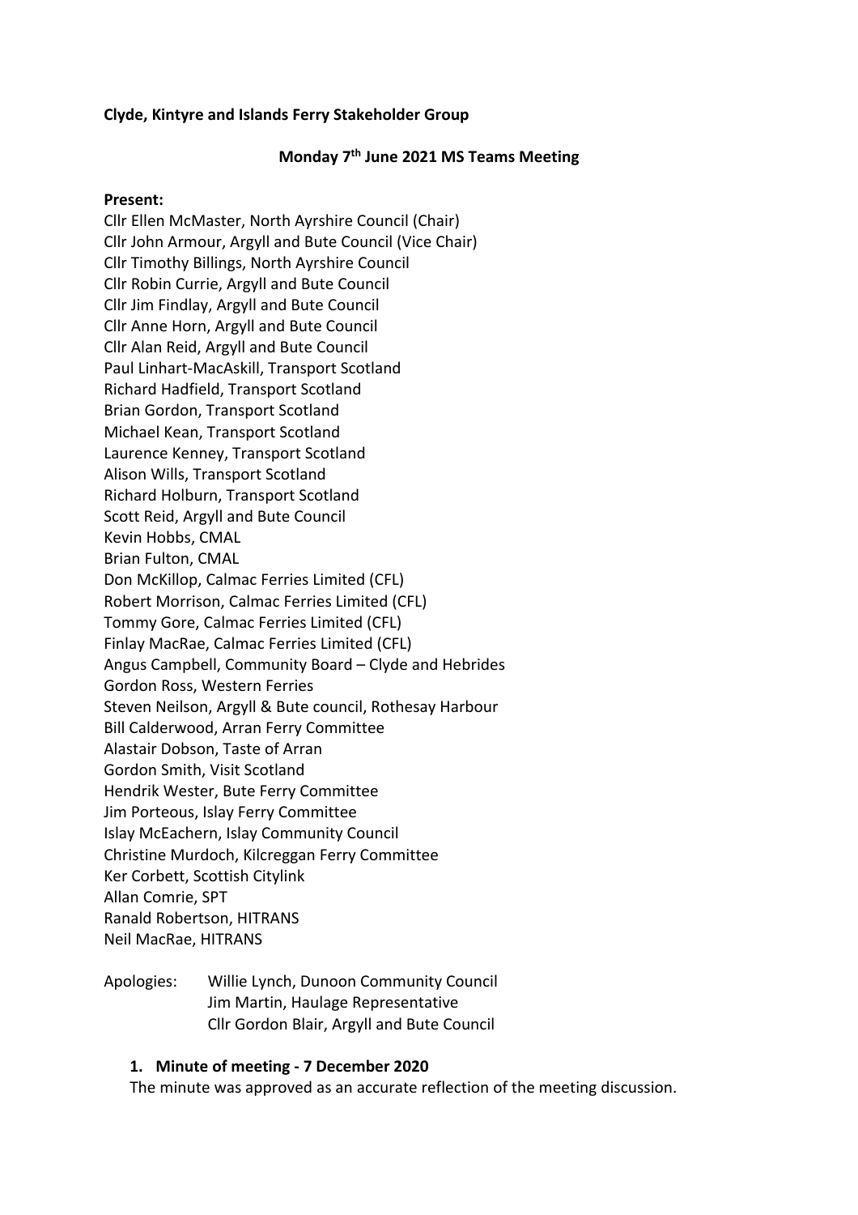**Clyde, Kintyre and Islands Ferry Stakeholder Group**

**Monday 7th June 2021 MS Teams Meeting**

**Present:**

Cllr Ellen McMaster, North Ayrshire Council (Chair)
Cllr John Armour, Argyll and Bute Council (Vice Chair)
Cllr Timothy Billings, North Ayrshire Council
Cllr Robin Currie, Argyll and Bute Council
Cllr Jim Findlay, Argyll and Bute Council
Cllr Anne Horn, Argyll and Bute Council
Cllr Alan Reid, Argyll and Bute Council
Paul Linhart-MacAskill, Transport Scotland
Richard Hadfield, Transport Scotland
Brian Gordon, Transport Scotland
Michael Kean, Transport Scotland
Laurence Kenney, Transport Scotland
Alison Wills, Transport Scotland
Richard Holburn, Transport Scotland
Scott Reid, Argyll and Bute Council
Kevin Hobbs, CMAL
Brian Fulton, CMAL
Don McKillop, Calmac Ferries Limited (CFL)
Robert Morrison, Calmac Ferries Limited (CFL)
Tommy Gore, Calmac Ferries Limited (CFL)
Finlay MacRae, Calmac Ferries Limited (CFL)
Angus Campbell, Community Board – Clyde and Hebrides
Gordon Ross, Western Ferries
Steven Neilson, Argyll & Bute council, Rothesay Harbour
Bill Calderwood, Arran Ferry Committee
Alastair Dobson, Taste of Arran
Gordon Smith, Visit Scotland
Hendrik Wester, Bute Ferry Committee
Jim Porteous, Islay Ferry Committee
Islay McEachern, Islay Community Council
Christine Murdoch, Kilcreggan Ferry Committee
Ker Corbett, Scottish Citylink
Allan Comrie, SPT
Ranald Robertson, HITRANS
Neil MacRae, HITRANS

Apologies: Willie Lynch, Dunoon Community Council
Jim Martin, Haulage Representative
Cllr Gordon Blair, Argyll and Bute Council

1. **Minute of meeting - 7 December 2020**

The minute was approved as an accurate reflection of the meeting discussion.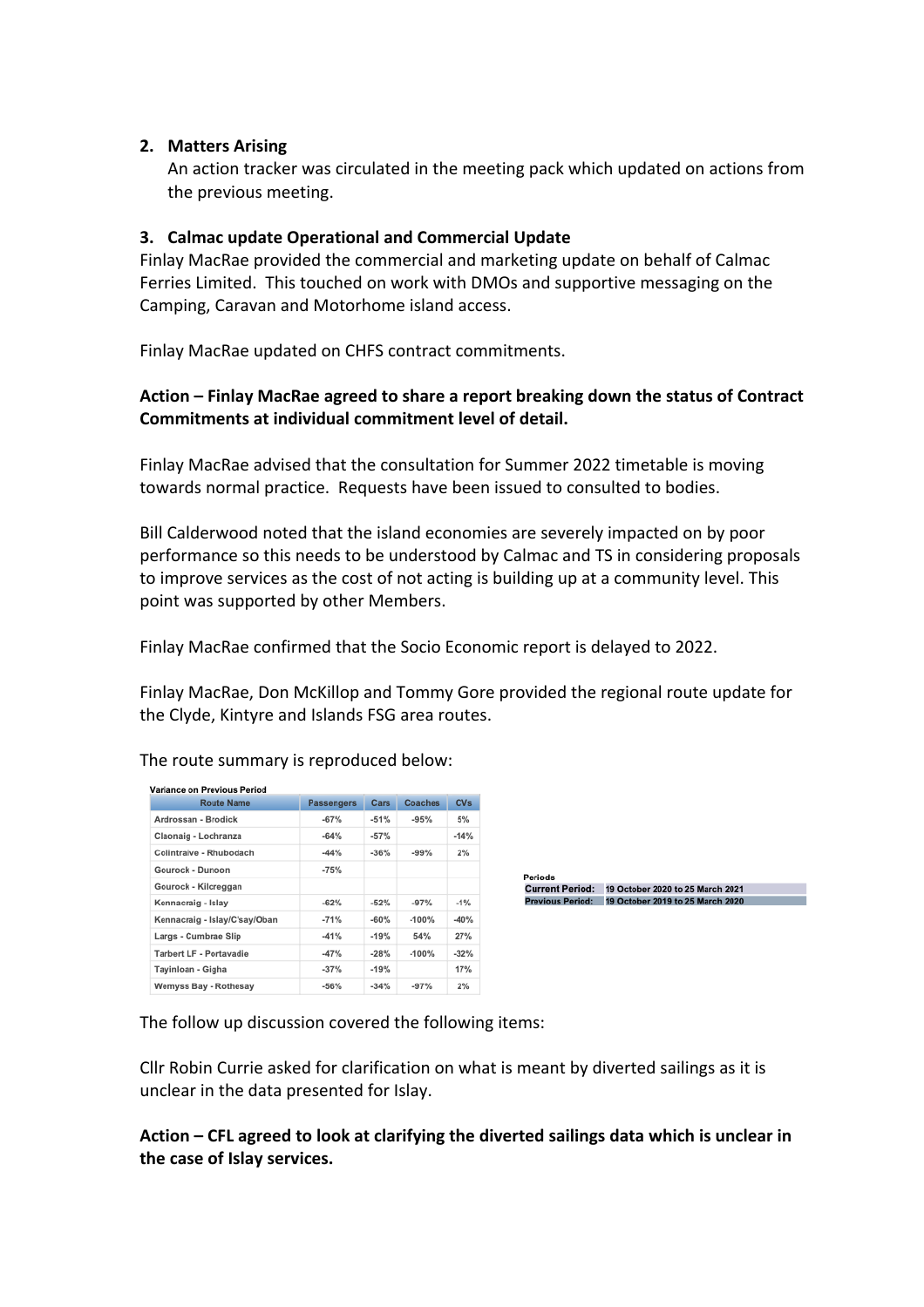2. **Matters Arising**

   An action tracker was circulated in the meeting pack which updated on actions from the previous meeting.

3. **Calmac update Operational and Commercial Update**

Finlay MacRae provided the commercial and marketing update on behalf of Calmac Ferries Limited. This touched on work with DMOs and supportive messaging on the Camping, Caravan and Motorhome island access.

Finlay MacRae updated on CHFS contract commitments.

**Action – Finlay MacRae agreed to share a report breaking down the status of Contract Commitments at individual commitment level of detail.**

Finlay MacRae advised that the consultation for Summer 2022 timetable is moving towards normal practice. Requests have been issued to consulted to bodies.

Bill Calderwood noted that the island economies are severely impacted on by poor performance so this needs to be understood by Calmac and TS in considering proposals to improve services as the cost of not acting is building up at a community level. This point was supported by other Members.

Finlay MacRae confirmed that the Socio Economic report is delayed to 2022.

Finlay MacRae, Don McKillop and Tommy Gore provided the regional route update for the Clyde, Kintyre and Islands FSG area routes.

The route summary is reproduced below:

**Variance on Previous Period**

| Route Name | Passengers | Cars | Coaches | CVs |
|---|---|---|---|---|
| Ardrossan - Brodick | -67% | -51% | -95% | 5% |
| Claonaig - Lochranza | -64% | -57% | | -14% |
| Colintraive - Rhubodach | -44% | -36% | -99% | 2% |
| Gourock - Dunoon | -75% | | | |
| Gourock - Kilcreggan | | | | |
| Kennacraig - Islay | -62% | -52% | -97% | -1% |
| Kennacraig - Islay/C'say/Oban | -71% | -60% | -100% | -40% |
| Largs - Cumbrae Slip | -41% | -19% | 54% | 27% |
| Tarbert LF - Portavadie | -47% | -28% | -100% | -32% |
| Tayinloan - Gigha | -37% | -19% | | 17% |
| Wemyss Bay - Rothesay | -56% | -34% | -97% | 2% |

**Periods**

| | |
|---|---|
| **Current Period:** | 19 October 2020 to 25 March 2021 |
| **Previous Period:** | 19 October 2019 to 25 March 2020 |

The follow up discussion covered the following items:

Cllr Robin Currie asked for clarification on what is meant by diverted sailings as it is unclear in the data presented for Islay.

**Action – CFL agreed to look at clarifying the diverted sailings data which is unclear in the case of Islay services.**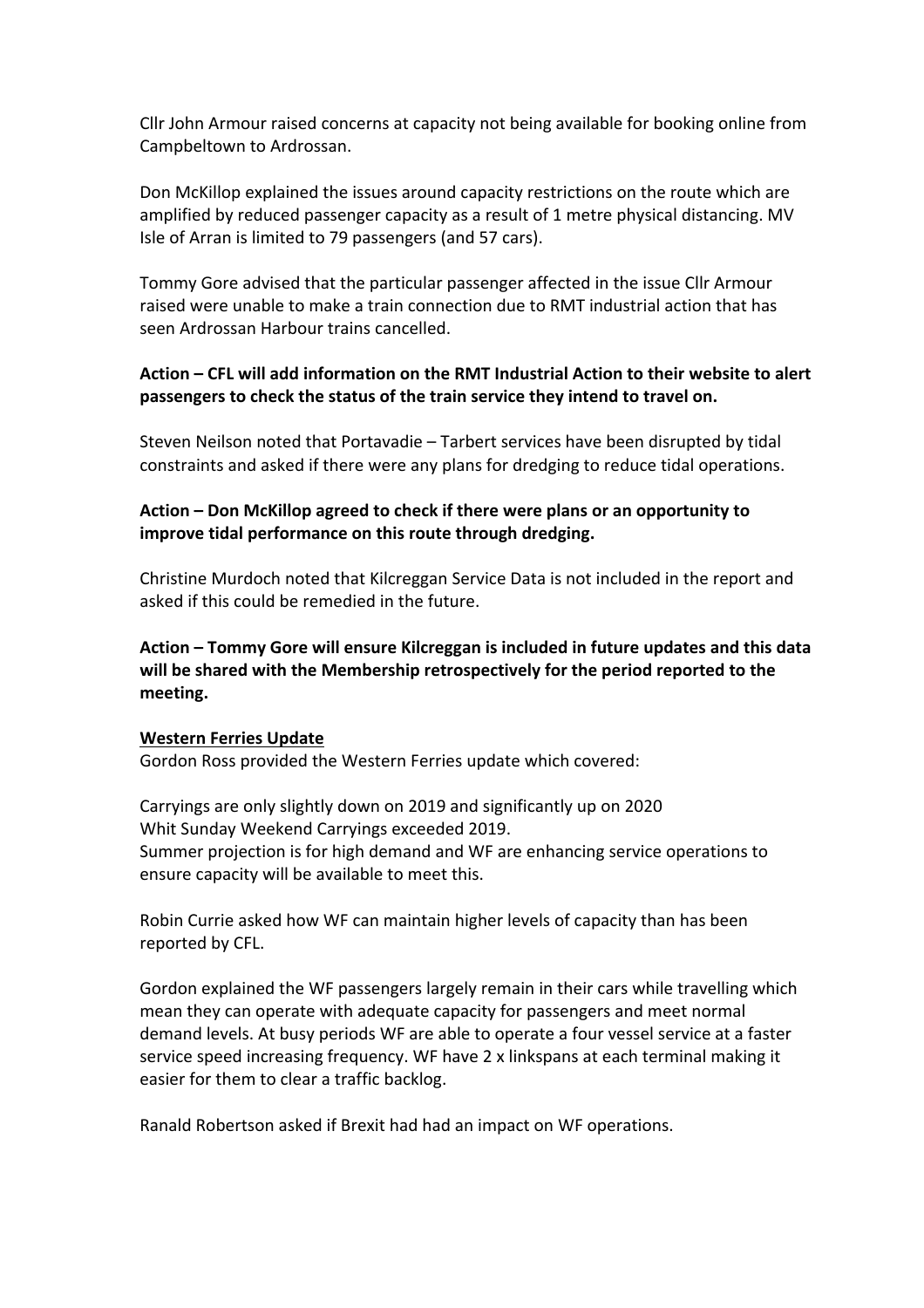Cllr John Armour raised concerns at capacity not being available for booking online from Campbeltown to Ardrossan.

Don McKillop explained the issues around capacity restrictions on the route which are amplified by reduced passenger capacity as a result of 1 metre physical distancing. MV Isle of Arran is limited to 79 passengers (and 57 cars).

Tommy Gore advised that the particular passenger affected in the issue Cllr Armour raised were unable to make a train connection due to RMT industrial action that has seen Ardrossan Harbour trains cancelled.

**Action – CFL will add information on the RMT Industrial Action to their website to alert passengers to check the status of the train service they intend to travel on.**

Steven Neilson noted that Portavadie – Tarbert services have been disrupted by tidal constraints and asked if there were any plans for dredging to reduce tidal operations.

**Action – Don McKillop agreed to check if there were plans or an opportunity to improve tidal performance on this route through dredging.**

Christine Murdoch noted that Kilcreggan Service Data is not included in the report and asked if this could be remedied in the future.

**Action – Tommy Gore will ensure Kilcreggan is included in future updates and this data will be shared with the Membership retrospectively for the period reported to the meeting.**

**Western Ferries Update**

Gordon Ross provided the Western Ferries update which covered:

Carryings are only slightly down on 2019 and significantly up on 2020
Whit Sunday Weekend Carryings exceeded 2019.
Summer projection is for high demand and WF are enhancing service operations to ensure capacity will be available to meet this.

Robin Currie asked how WF can maintain higher levels of capacity than has been reported by CFL.

Gordon explained the WF passengers largely remain in their cars while travelling which mean they can operate with adequate capacity for passengers and meet normal demand levels. At busy periods WF are able to operate a four vessel service at a faster service speed increasing frequency. WF have 2 x linkspans at each terminal making it easier for them to clear a traffic backlog.

Ranald Robertson asked if Brexit had had an impact on WF operations.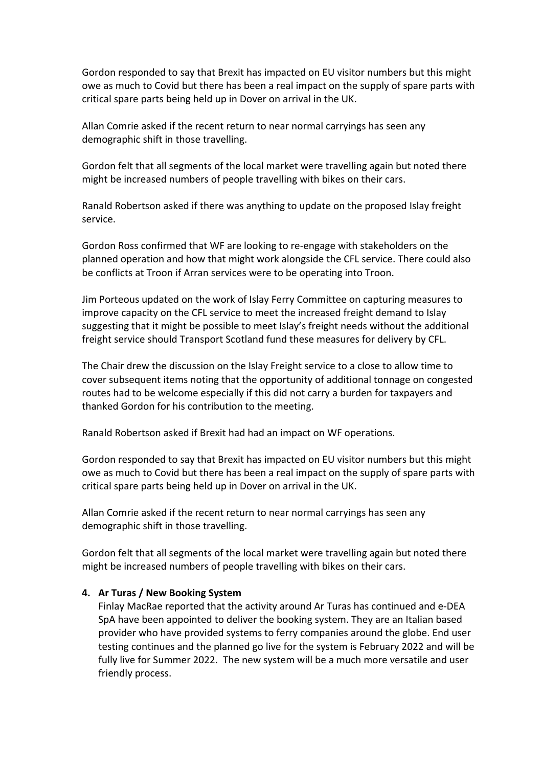Gordon responded to say that Brexit has impacted on EU visitor numbers but this might owe as much to Covid but there has been a real impact on the supply of spare parts with critical spare parts being held up in Dover on arrival in the UK.

Allan Comrie asked if the recent return to near normal carryings has seen any demographic shift in those travelling.

Gordon felt that all segments of the local market were travelling again but noted there might be increased numbers of people travelling with bikes on their cars.

Ranald Robertson asked if there was anything to update on the proposed Islay freight service.

Gordon Ross confirmed that WF are looking to re-engage with stakeholders on the planned operation and how that might work alongside the CFL service. There could also be conflicts at Troon if Arran services were to be operating into Troon.

Jim Porteous updated on the work of Islay Ferry Committee on capturing measures to improve capacity on the CFL service to meet the increased freight demand to Islay suggesting that it might be possible to meet Islay's freight needs without the additional freight service should Transport Scotland fund these measures for delivery by CFL.

The Chair drew the discussion on the Islay Freight service to a close to allow time to cover subsequent items noting that the opportunity of additional tonnage on congested routes had to be welcome especially if this did not carry a burden for taxpayers and thanked Gordon for his contribution to the meeting.

Ranald Robertson asked if Brexit had had an impact on WF operations.

Gordon responded to say that Brexit has impacted on EU visitor numbers but this might owe as much to Covid but there has been a real impact on the supply of spare parts with critical spare parts being held up in Dover on arrival in the UK.

Allan Comrie asked if the recent return to near normal carryings has seen any demographic shift in those travelling.

Gordon felt that all segments of the local market were travelling again but noted there might be increased numbers of people travelling with bikes on their cars.

4. **Ar Turas / New Booking System**

   Finlay MacRae reported that the activity around Ar Turas has continued and e-DEA SpA have been appointed to deliver the booking system. They are an Italian based provider who have provided systems to ferry companies around the globe. End user testing continues and the planned go live for the system is February 2022 and will be fully live for Summer 2022. The new system will be a much more versatile and user friendly process.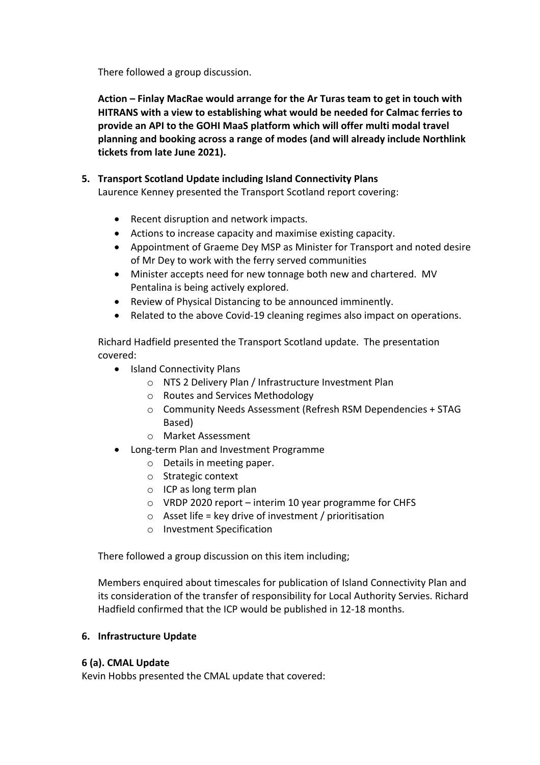There followed a group discussion.

**Action – Finlay MacRae would arrange for the Ar Turas team to get in touch with HITRANS with a view to establishing what would be needed for Calmac ferries to provide an API to the GOHI MaaS platform which will offer multi modal travel planning and booking across a range of modes (and will already include Northlink tickets from late June 2021).**

5. **Transport Scotland Update including Island Connectivity Plans**
   Laurence Kenney presented the Transport Scotland report covering:

   - Recent disruption and network impacts.
   - Actions to increase capacity and maximise existing capacity.
   - Appointment of Graeme Dey MSP as Minister for Transport and noted desire of Mr Dey to work with the ferry served communities
   - Minister accepts need for new tonnage both new and chartered. MV Pentalina is being actively explored.
   - Review of Physical Distancing to be announced imminently.
   - Related to the above Covid-19 cleaning regimes also impact on operations.

   Richard Hadfield presented the Transport Scotland update. The presentation covered:

   - Island Connectivity Plans
     - NTS 2 Delivery Plan / Infrastructure Investment Plan
     - Routes and Services Methodology
     - Community Needs Assessment (Refresh RSM Dependencies + STAG Based)
     - Market Assessment
   - Long-term Plan and Investment Programme
     - Details in meeting paper.
     - Strategic context
     - ICP as long term plan
     - VRDP 2020 report – interim 10 year programme for CHFS
     - Asset life = key drive of investment / prioritisation
     - Investment Specification

   There followed a group discussion on this item including;

   Members enquired about timescales for publication of Island Connectivity Plan and its consideration of the transfer of responsibility for Local Authority Servies. Richard Hadfield confirmed that the ICP would be published in 12-18 months.

6. **Infrastructure Update**

**6 (a). CMAL Update**

Kevin Hobbs presented the CMAL update that covered: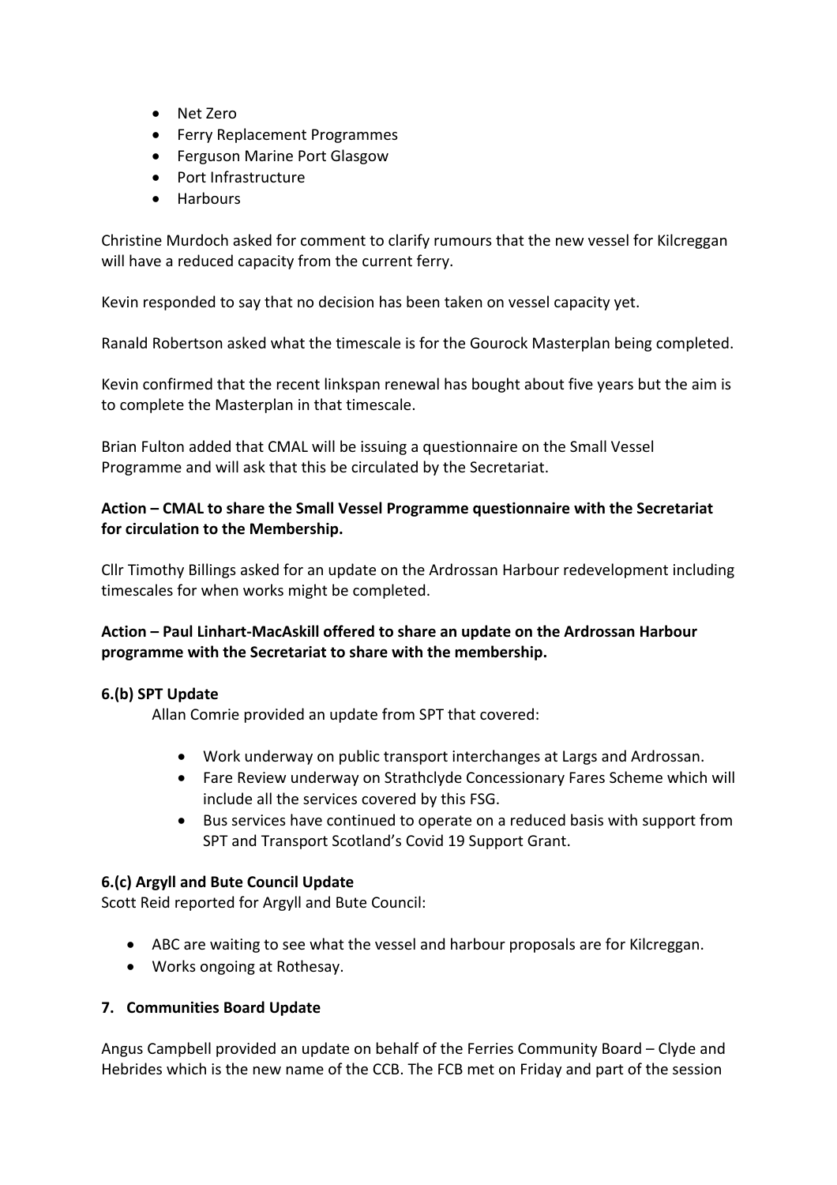- Net Zero
- Ferry Replacement Programmes
- Ferguson Marine Port Glasgow
- Port Infrastructure
- Harbours

Christine Murdoch asked for comment to clarify rumours that the new vessel for Kilcreggan will have a reduced capacity from the current ferry.

Kevin responded to say that no decision has been taken on vessel capacity yet.

Ranald Robertson asked what the timescale is for the Gourock Masterplan being completed.

Kevin confirmed that the recent linkspan renewal has bought about five years but the aim is to complete the Masterplan in that timescale.

Brian Fulton added that CMAL will be issuing a questionnaire on the Small Vessel Programme and will ask that this be circulated by the Secretariat.

**Action – CMAL to share the Small Vessel Programme questionnaire with the Secretariat for circulation to the Membership.**

Cllr Timothy Billings asked for an update on the Ardrossan Harbour redevelopment including timescales for when works might be completed.

**Action – Paul Linhart-MacAskill offered to share an update on the Ardrossan Harbour programme with the Secretariat to share with the membership.**

### 6.(b) SPT Update

Allan Comrie provided an update from SPT that covered:

- Work underway on public transport interchanges at Largs and Ardrossan.
- Fare Review underway on Strathclyde Concessionary Fares Scheme which will include all the services covered by this FSG.
- Bus services have continued to operate on a reduced basis with support from SPT and Transport Scotland's Covid 19 Support Grant.

### 6.(c) Argyll and Bute Council Update

Scott Reid reported for Argyll and Bute Council:

- ABC are waiting to see what the vessel and harbour proposals are for Kilcreggan.
- Works ongoing at Rothesay.

## 7. Communities Board Update

Angus Campbell provided an update on behalf of the Ferries Community Board – Clyde and Hebrides which is the new name of the CCB. The FCB met on Friday and part of the session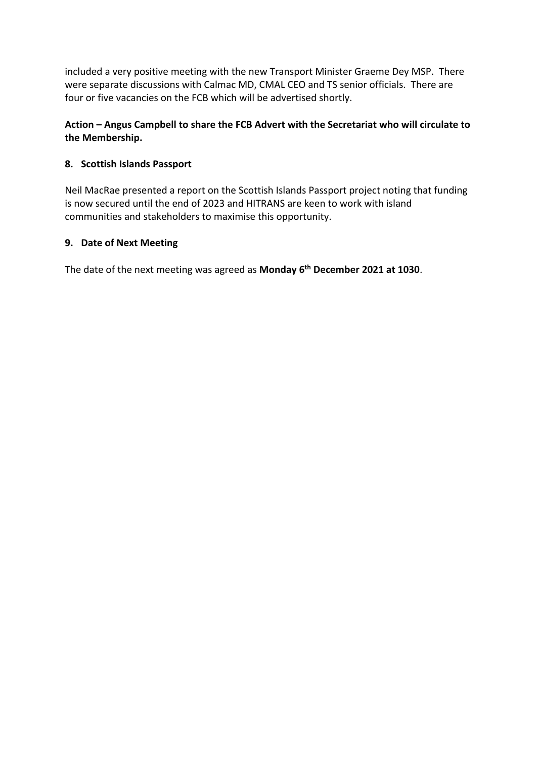included a very positive meeting with the new Transport Minister Graeme Dey MSP. There were separate discussions with Calmac MD, CMAL CEO and TS senior officials. There are four or five vacancies on the FCB which will be advertised shortly.

**Action – Angus Campbell to share the FCB Advert with the Secretariat who will circulate to the Membership.**

## 8. Scottish Islands Passport

Neil MacRae presented a report on the Scottish Islands Passport project noting that funding is now secured until the end of 2023 and HITRANS are keen to work with island communities and stakeholders to maximise this opportunity.

## 9. Date of Next Meeting

The date of the next meeting was agreed as **Monday 6th December 2021 at 1030**.